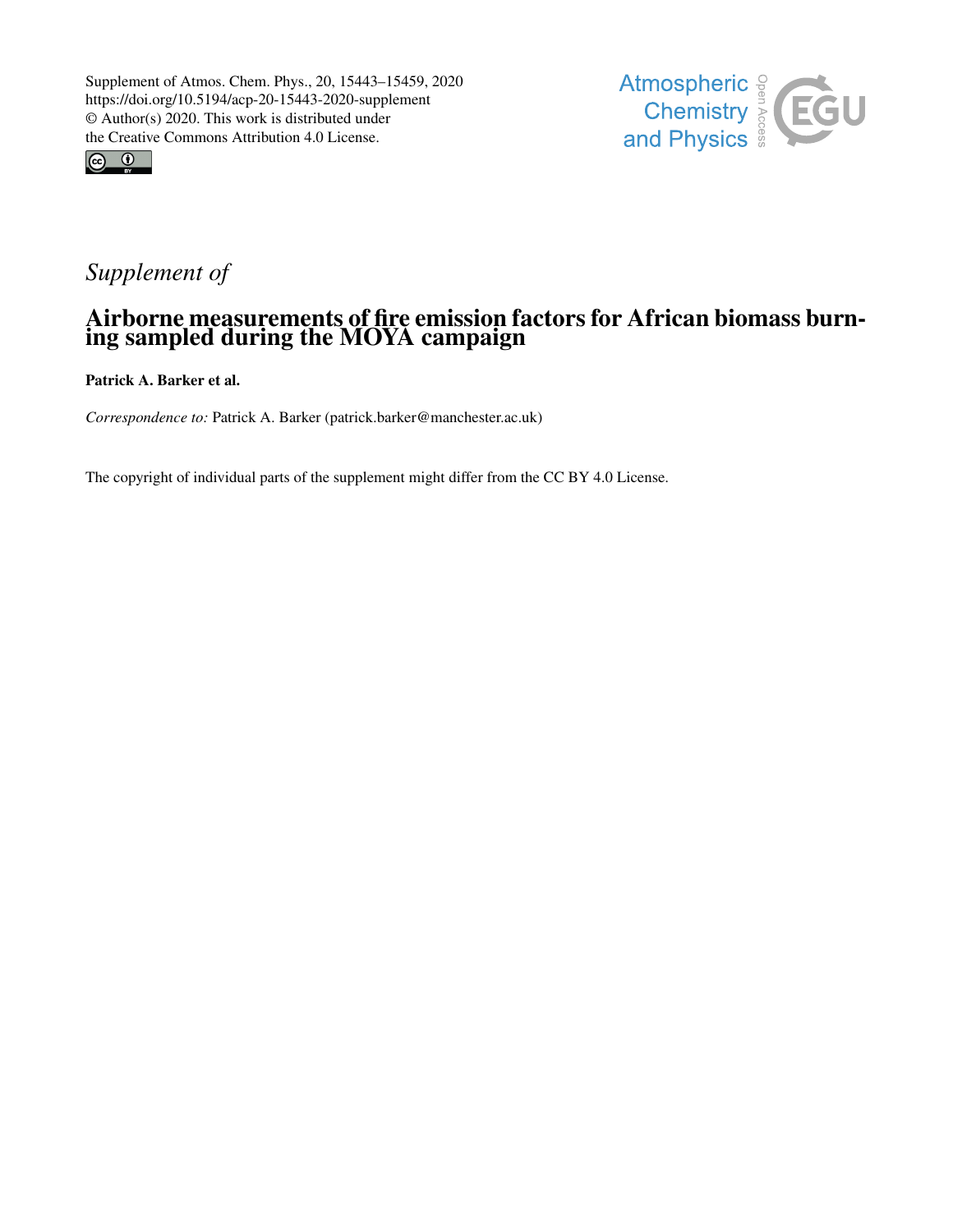Supplement of Atmos. Chem. Phys., 20, 15443–15459, 2020
https://doi.org/10.5194/acp-20-15443-2020-supplement
© Author(s) 2020. This work is distributed under
the Creative Commons Attribution 4.0 License.

*Supplement of*

# Airborne measurements of fire emission factors for African biomass burning sampled during the MOYA campaign

**Patrick A. Barker et al.**

*Correspondence to:* Patrick A. Barker (patrick.barker@manchester.ac.uk)

The copyright of individual parts of the supplement might differ from the CC BY 4.0 License.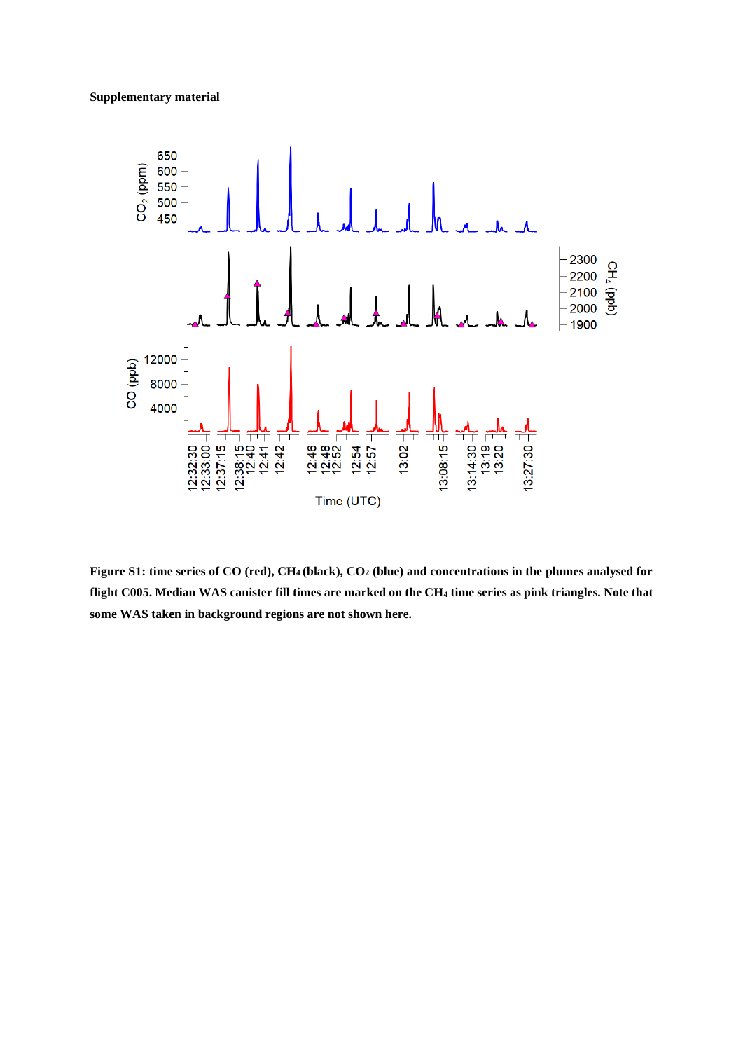**Supplementary material**

**Figure S1: time series of CO (red), $CH_4$ (black), $CO_2$ (blue) and concentrations in the plumes analysed for flight C005. Median WAS canister fill times are marked on the $CH_4$ time series as pink triangles. Note that some WAS taken in background regions are not shown here.**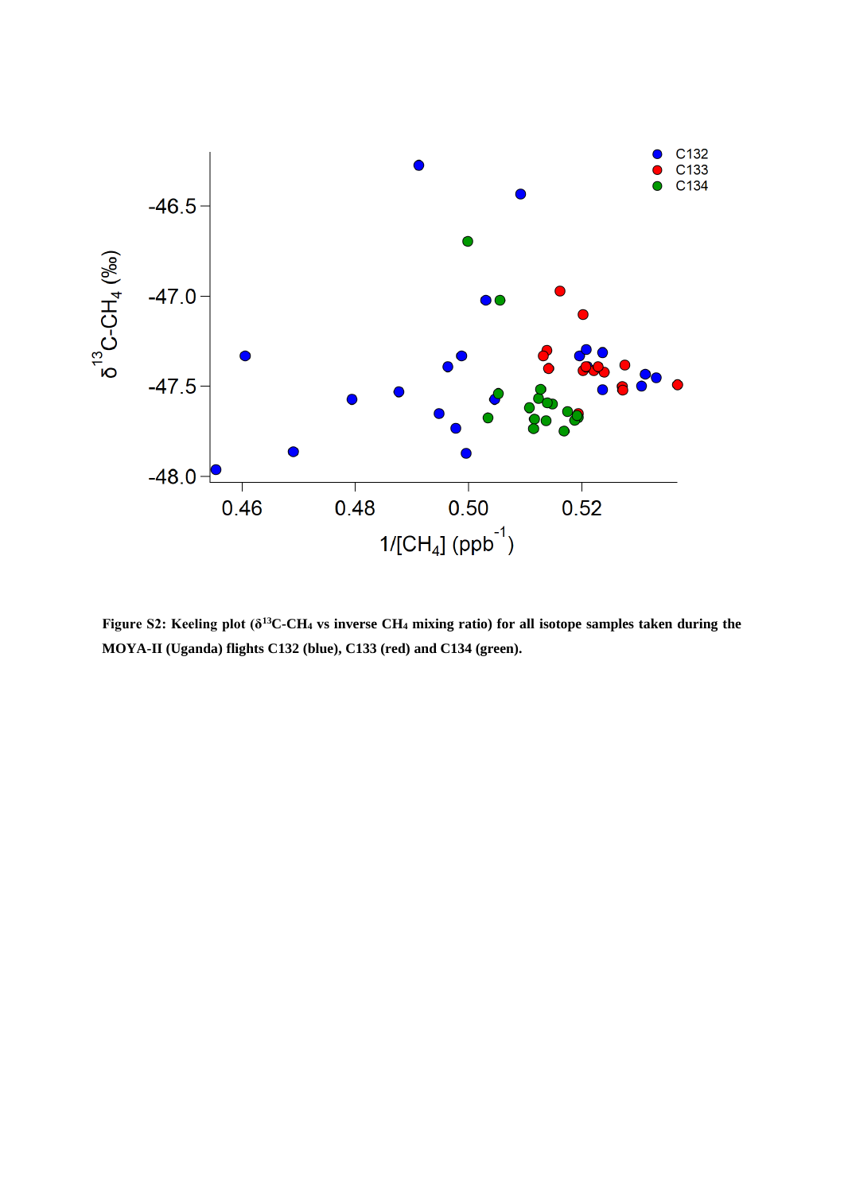**Figure S2: Keeling plot ($\delta^{13}C$-$CH_4$ vs inverse $CH_4$ mixing ratio) for all isotope samples taken during the MOYA-II (Uganda) flights C132 (blue), C133 (red) and C134 (green).**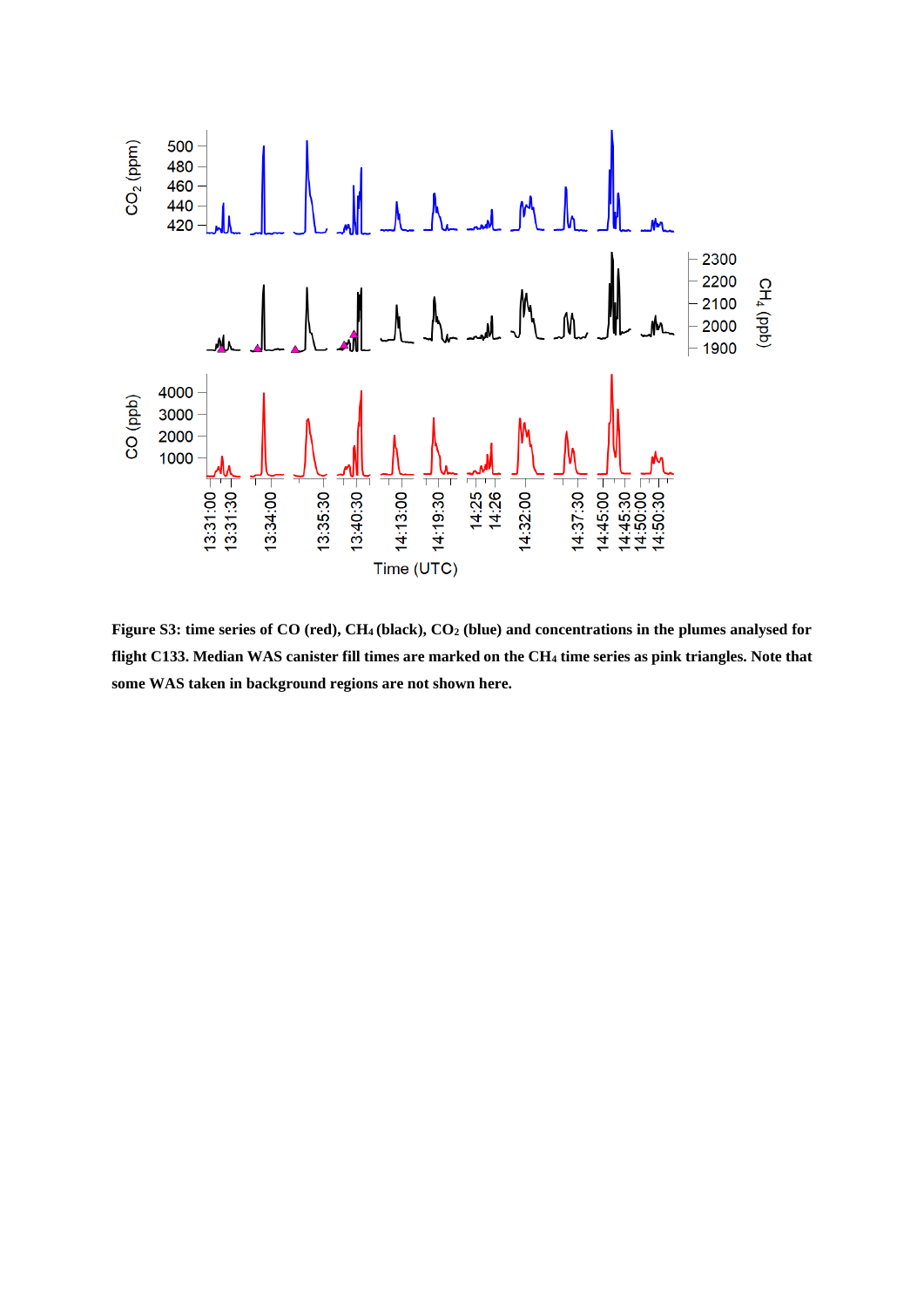**Figure S3: time series of CO (red), $CH_4$ (black), $CO_2$ (blue) and concentrations in the plumes analysed for flight C133. Median WAS canister fill times are marked on the $CH_4$ time series as pink triangles. Note that some WAS taken in background regions are not shown here.**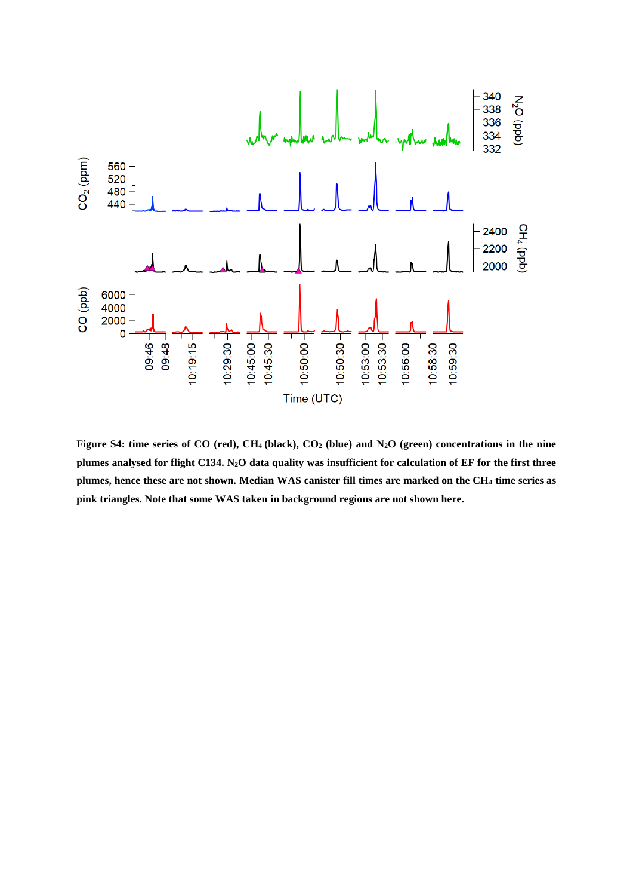**Figure S4: time series of CO (red), $CH_4$ (black), $CO_2$ (blue) and $N_2O$ (green) concentrations in the nine plumes analysed for flight C134. $N_2O$ data quality was insufficient for calculation of EF for the first three plumes, hence these are not shown. Median WAS canister fill times are marked on the $CH_4$ time series as pink triangles. Note that some WAS taken in background regions are not shown here.**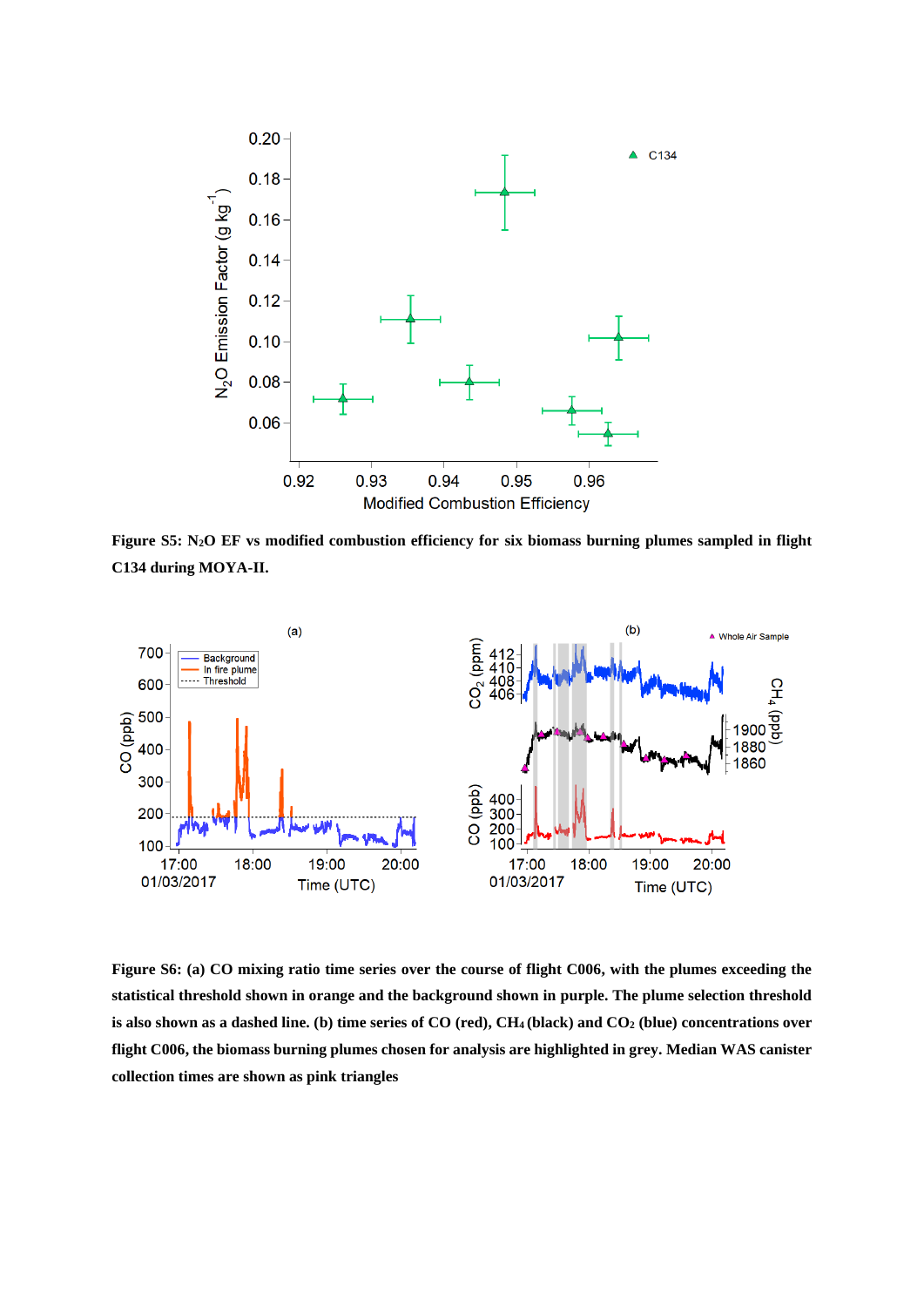**Figure S5: $N_2O$ EF vs modified combustion efficiency for six biomass burning plumes sampled in flight C134 during MOYA-II.**

**Figure S6: (a) CO mixing ratio time series over the course of flight C006, with the plumes exceeding the statistical threshold shown in orange and the background shown in purple. The plume selection threshold is also shown as a dashed line. (b) time series of CO (red), $CH_4$ (black) and $CO_2$ (blue) concentrations over flight C006, the biomass burning plumes chosen for analysis are highlighted in grey. Median WAS canister collection times are shown as pink triangles**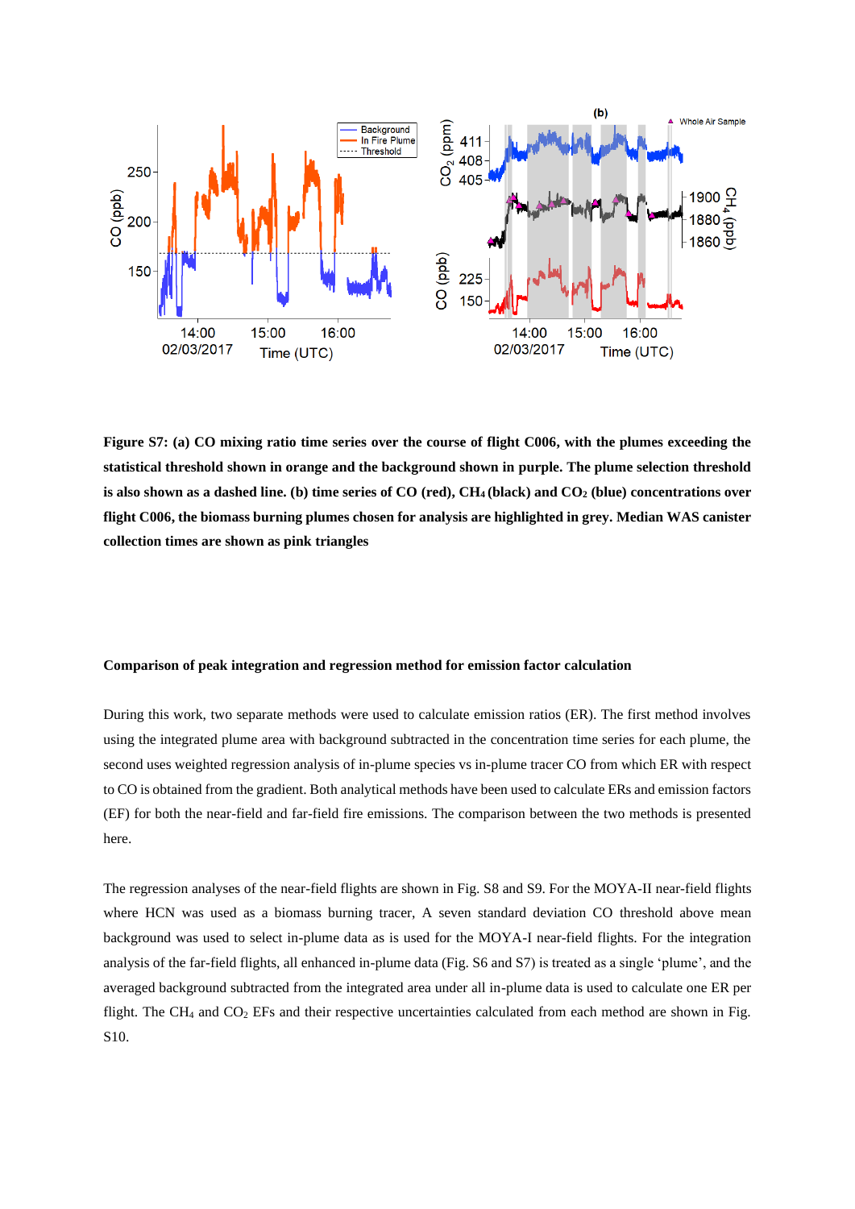**Figure S7: (a) CO mixing ratio time series over the course of flight C006, with the plumes exceeding the statistical threshold shown in orange and the background shown in purple. The plume selection threshold is also shown as a dashed line. (b) time series of CO (red), $CH_4$ (black) and $CO_2$ (blue) concentrations over flight C006, the biomass burning plumes chosen for analysis are highlighted in grey. Median WAS canister collection times are shown as pink triangles**

### Comparison of peak integration and regression method for emission factor calculation

During this work, two separate methods were used to calculate emission ratios (ER). The first method involves using the integrated plume area with background subtracted in the concentration time series for each plume, the second uses weighted regression analysis of in-plume species vs in-plume tracer CO from which ER with respect to CO is obtained from the gradient. Both analytical methods have been used to calculate ERs and emission factors (EF) for both the near-field and far-field fire emissions. The comparison between the two methods is presented here.

The regression analyses of the near-field flights are shown in Fig. S8 and S9. For the MOYA-II near-field flights where HCN was used as a biomass burning tracer, A seven standard deviation CO threshold above mean background was used to select in-plume data as is used for the MOYA-I near-field flights. For the integration analysis of the far-field flights, all enhanced in-plume data (Fig. S6 and S7) is treated as a single 'plume', and the averaged background subtracted from the integrated area under all in-plume data is used to calculate one ER per flight. The $CH_4$ and $CO_2$ EFs and their respective uncertainties calculated from each method are shown in Fig. S10.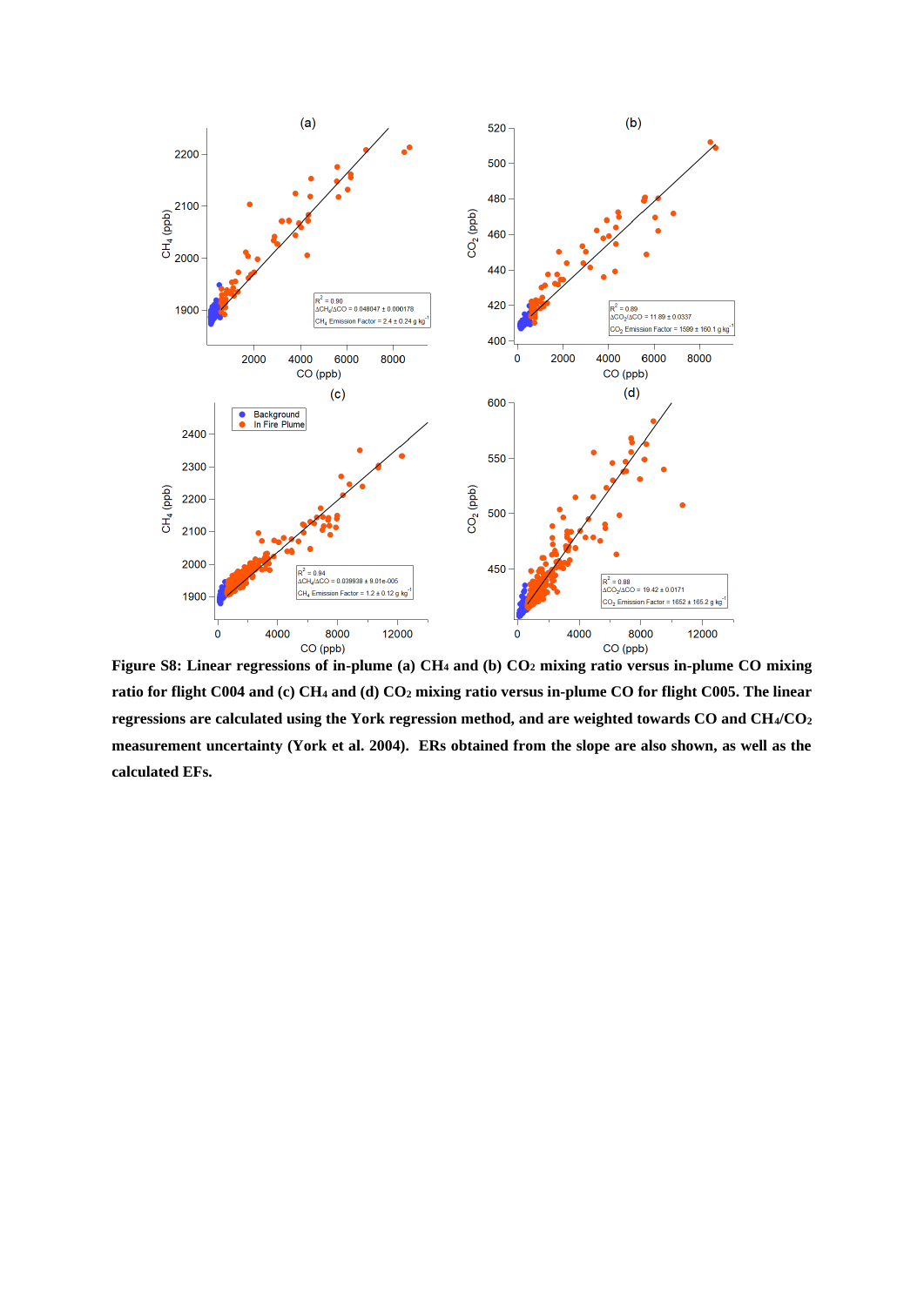**Figure S8: Linear regressions of in-plume (a) $CH_4$ and (b) $CO_2$ mixing ratio versus in-plume CO mixing ratio for flight C004 and (c) $CH_4$ and (d) $CO_2$ mixing ratio versus in-plume CO for flight C005. The linear regressions are calculated using the York regression method, and are weighted towards CO and $CH_4$/$CO_2$ measurement uncertainty (York et al. 2004). ERs obtained from the slope are also shown, as well as the calculated EFs.**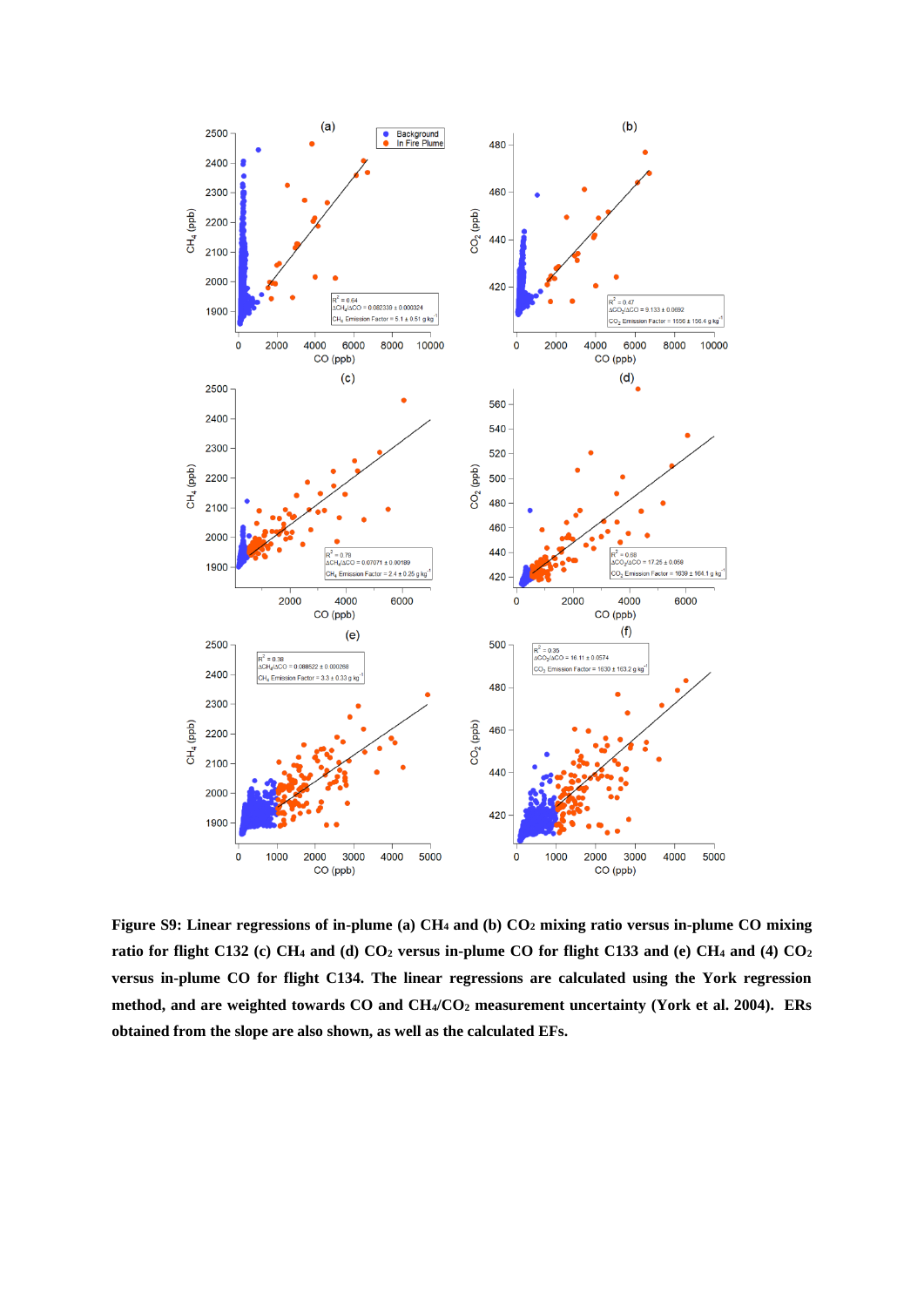**Figure S9: Linear regressions of in-plume (a) $CH_4$ and (b) $CO_2$ mixing ratio versus in-plume CO mixing ratio for flight C132 (c) $CH_4$ and (d) $CO_2$ versus in-plume CO for flight C133 and (e) $CH_4$ and (4) $CO_2$ versus in-plume CO for flight C134. The linear regressions are calculated using the York regression method, and are weighted towards CO and $CH_4$/$CO_2$ measurement uncertainty (York et al. 2004). ERs obtained from the slope are also shown, as well as the calculated EFs.**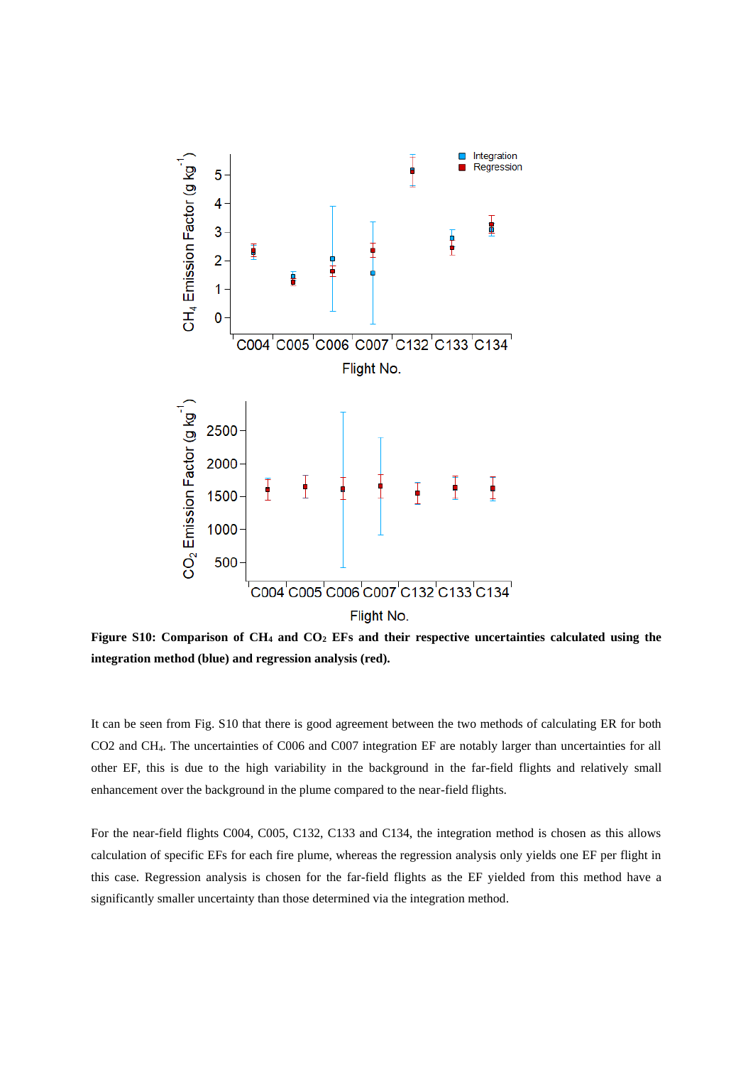Integration
Regression

$CH_4$ Emission Factor ($g\ kg^{-1}$)

0
1
2
3
4
5

C004 C005 C006 C007 C132 C133 C134

Flight No.

$CO_2$ Emission Factor ($g\ kg^{-1}$)

500
1000
1500
2000
2500

C004 C005 C006 C007 C132 C133 C134

Flight No.

**Figure S10: Comparison of $CH_4$ and $CO_2$ EFs and their respective uncertainties calculated using the integration method (blue) and regression analysis (red).**

It can be seen from Fig. S10 that there is good agreement between the two methods of calculating ER for both CO2 and $CH_4$. The uncertainties of C006 and C007 integration EF are notably larger than uncertainties for all other EF, this is due to the high variability in the background in the far-field flights and relatively small enhancement over the background in the plume compared to the near-field flights.

For the near-field flights C004, C005, C132, C133 and C134, the integration method is chosen as this allows calculation of specific EFs for each fire plume, whereas the regression analysis only yields one EF per flight in this case. Regression analysis is chosen for the far-field flights as the EF yielded from this method have a significantly smaller uncertainty than those determined via the integration method.